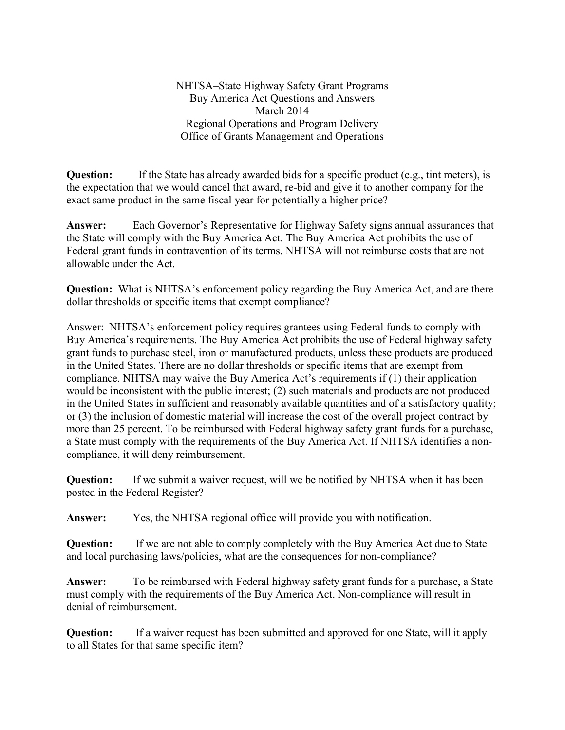NHTSA–State Highway Safety Grant Programs
Buy America Act Questions and Answers
March 2014
Regional Operations and Program Delivery
Office of Grants Management and Operations

**Question:** If the State has already awarded bids for a specific product (e.g., tint meters), is the expectation that we would cancel that award, re-bid and give it to another company for the exact same product in the same fiscal year for potentially a higher price?

**Answer:** Each Governor's Representative for Highway Safety signs annual assurances that the State will comply with the Buy America Act. The Buy America Act prohibits the use of Federal grant funds in contravention of its terms. NHTSA will not reimburse costs that are not allowable under the Act.

**Question:** What is NHTSA's enforcement policy regarding the Buy America Act, and are there dollar thresholds or specific items that exempt compliance?

Answer: NHTSA's enforcement policy requires grantees using Federal funds to comply with Buy America's requirements. The Buy America Act prohibits the use of Federal highway safety grant funds to purchase steel, iron or manufactured products, unless these products are produced in the United States. There are no dollar thresholds or specific items that are exempt from compliance. NHTSA may waive the Buy America Act's requirements if (1) their application would be inconsistent with the public interest; (2) such materials and products are not produced in the United States in sufficient and reasonably available quantities and of a satisfactory quality; or (3) the inclusion of domestic material will increase the cost of the overall project contract by more than 25 percent. To be reimbursed with Federal highway safety grant funds for a purchase, a State must comply with the requirements of the Buy America Act. If NHTSA identifies a non-compliance, it will deny reimbursement.

**Question:** If we submit a waiver request, will we be notified by NHTSA when it has been posted in the Federal Register?

**Answer:** Yes, the NHTSA regional office will provide you with notification.

**Question:** If we are not able to comply completely with the Buy America Act due to State and local purchasing laws/policies, what are the consequences for non-compliance?

**Answer:** To be reimbursed with Federal highway safety grant funds for a purchase, a State must comply with the requirements of the Buy America Act. Non-compliance will result in denial of reimbursement.

**Question:** If a waiver request has been submitted and approved for one State, will it apply to all States for that same specific item?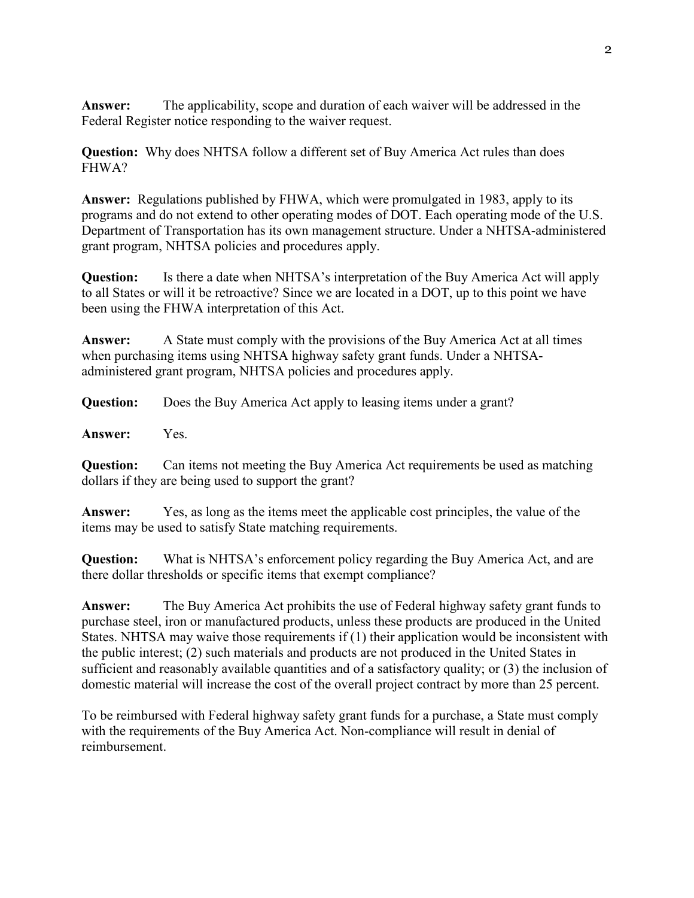**Answer:** The applicability, scope and duration of each waiver will be addressed in the Federal Register notice responding to the waiver request.

**Question:** Why does NHTSA follow a different set of Buy America Act rules than does FHWA?

**Answer:** Regulations published by FHWA, which were promulgated in 1983, apply to its programs and do not extend to other operating modes of DOT. Each operating mode of the U.S. Department of Transportation has its own management structure. Under a NHTSA-administered grant program, NHTSA policies and procedures apply.

**Question:** Is there a date when NHTSA's interpretation of the Buy America Act will apply to all States or will it be retroactive? Since we are located in a DOT, up to this point we have been using the FHWA interpretation of this Act.

**Answer:** A State must comply with the provisions of the Buy America Act at all times when purchasing items using NHTSA highway safety grant funds. Under a NHTSA-administered grant program, NHTSA policies and procedures apply.

**Question:** Does the Buy America Act apply to leasing items under a grant?

**Answer:** Yes.

**Question:** Can items not meeting the Buy America Act requirements be used as matching dollars if they are being used to support the grant?

**Answer:** Yes, as long as the items meet the applicable cost principles, the value of the items may be used to satisfy State matching requirements.

**Question:** What is NHTSA's enforcement policy regarding the Buy America Act, and are there dollar thresholds or specific items that exempt compliance?

**Answer:** The Buy America Act prohibits the use of Federal highway safety grant funds to purchase steel, iron or manufactured products, unless these products are produced in the United States. NHTSA may waive those requirements if (1) their application would be inconsistent with the public interest; (2) such materials and products are not produced in the United States in sufficient and reasonably available quantities and of a satisfactory quality; or (3) the inclusion of domestic material will increase the cost of the overall project contract by more than 25 percent.

To be reimbursed with Federal highway safety grant funds for a purchase, a State must comply with the requirements of the Buy America Act. Non-compliance will result in denial of reimbursement.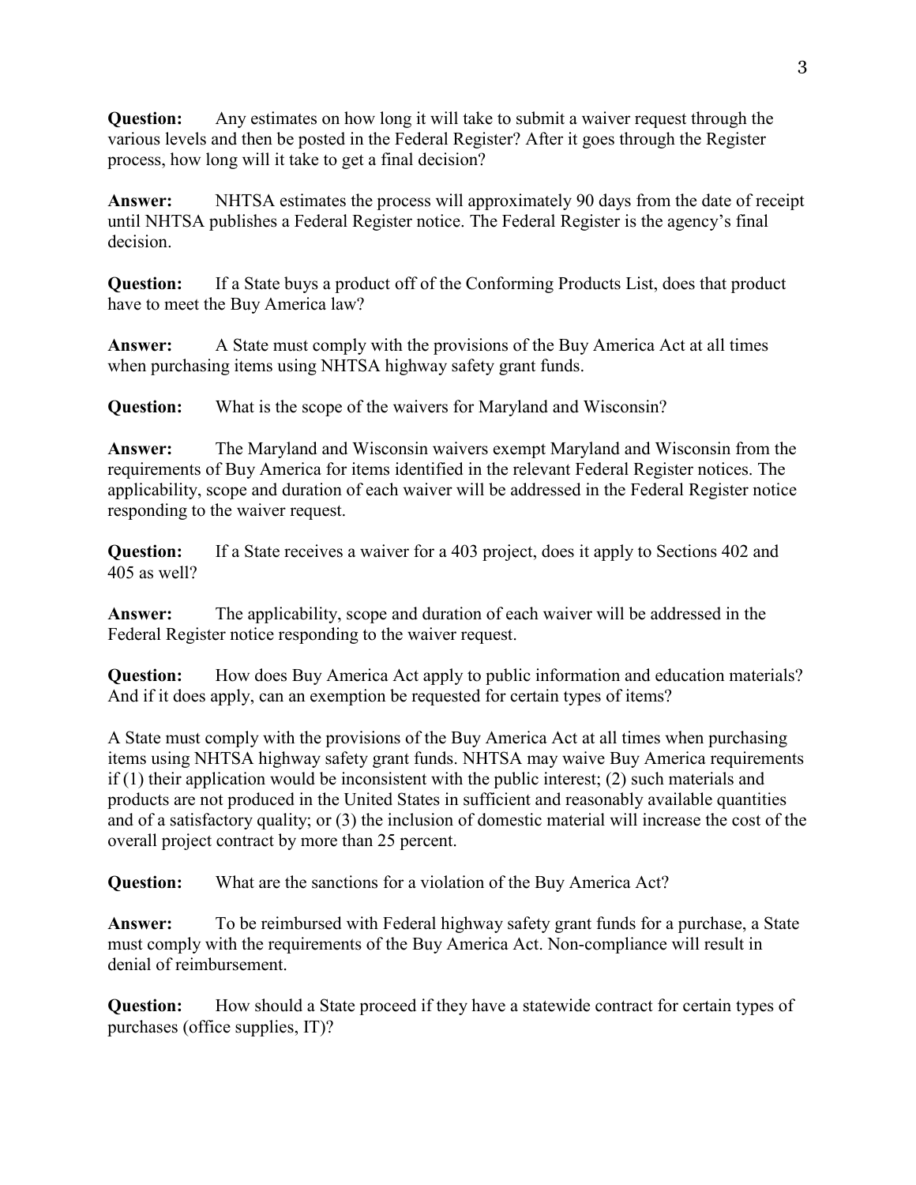**Question:** Any estimates on how long it will take to submit a waiver request through the various levels and then be posted in the Federal Register? After it goes through the Register process, how long will it take to get a final decision?

**Answer:** NHTSA estimates the process will approximately 90 days from the date of receipt until NHTSA publishes a Federal Register notice. The Federal Register is the agency's final decision.

**Question:** If a State buys a product off of the Conforming Products List, does that product have to meet the Buy America law?

**Answer:** A State must comply with the provisions of the Buy America Act at all times when purchasing items using NHTSA highway safety grant funds.

**Question:** What is the scope of the waivers for Maryland and Wisconsin?

**Answer:** The Maryland and Wisconsin waivers exempt Maryland and Wisconsin from the requirements of Buy America for items identified in the relevant Federal Register notices. The applicability, scope and duration of each waiver will be addressed in the Federal Register notice responding to the waiver request.

**Question:** If a State receives a waiver for a 403 project, does it apply to Sections 402 and 405 as well?

**Answer:** The applicability, scope and duration of each waiver will be addressed in the Federal Register notice responding to the waiver request.

**Question:** How does Buy America Act apply to public information and education materials? And if it does apply, can an exemption be requested for certain types of items?

A State must comply with the provisions of the Buy America Act at all times when purchasing items using NHTSA highway safety grant funds. NHTSA may waive Buy America requirements if (1) their application would be inconsistent with the public interest; (2) such materials and products are not produced in the United States in sufficient and reasonably available quantities and of a satisfactory quality; or (3) the inclusion of domestic material will increase the cost of the overall project contract by more than 25 percent.

**Question:** What are the sanctions for a violation of the Buy America Act?

**Answer:** To be reimbursed with Federal highway safety grant funds for a purchase, a State must comply with the requirements of the Buy America Act. Non-compliance will result in denial of reimbursement.

**Question:** How should a State proceed if they have a statewide contract for certain types of purchases (office supplies, IT)?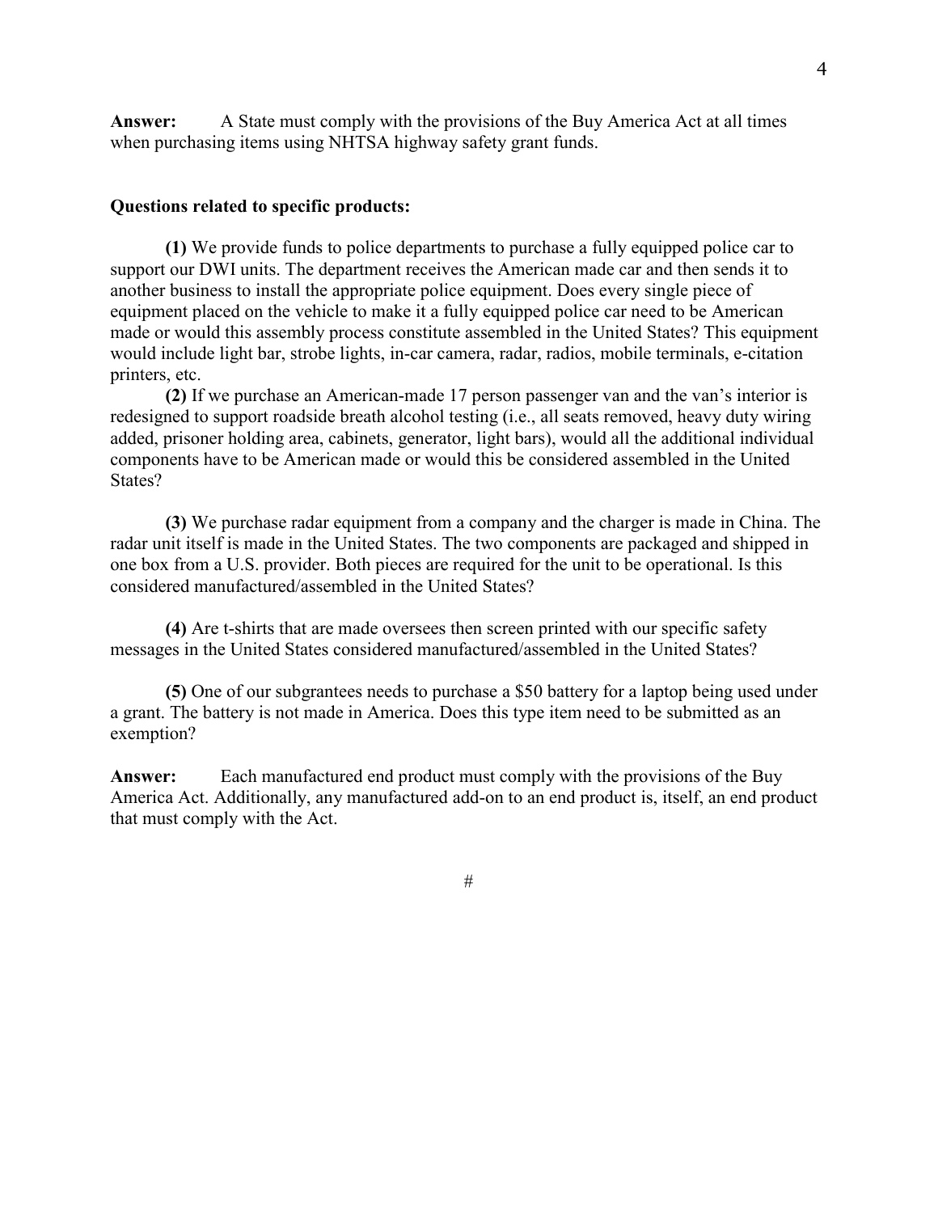**Answer:** A State must comply with the provisions of the Buy America Act at all times when purchasing items using NHTSA highway safety grant funds.

**Questions related to specific products:**

**(1)** We provide funds to police departments to purchase a fully equipped police car to support our DWI units. The department receives the American made car and then sends it to another business to install the appropriate police equipment. Does every single piece of equipment placed on the vehicle to make it a fully equipped police car need to be American made or would this assembly process constitute assembled in the United States? This equipment would include light bar, strobe lights, in-car camera, radar, radios, mobile terminals, e-citation printers, etc.

**(2)** If we purchase an American-made 17 person passenger van and the van's interior is redesigned to support roadside breath alcohol testing (i.e., all seats removed, heavy duty wiring added, prisoner holding area, cabinets, generator, light bars), would all the additional individual components have to be American made or would this be considered assembled in the United States?

**(3)** We purchase radar equipment from a company and the charger is made in China. The radar unit itself is made in the United States. The two components are packaged and shipped in one box from a U.S. provider. Both pieces are required for the unit to be operational. Is this considered manufactured/assembled in the United States?

**(4)** Are t-shirts that are made oversees then screen printed with our specific safety messages in the United States considered manufactured/assembled in the United States?

**(5)** One of our subgrantees needs to purchase a $50 battery for a laptop being used under a grant. The battery is not made in America. Does this type item need to be submitted as an exemption?

**Answer:** Each manufactured end product must comply with the provisions of the Buy America Act. Additionally, any manufactured add-on to an end product is, itself, an end product that must comply with the Act.

#